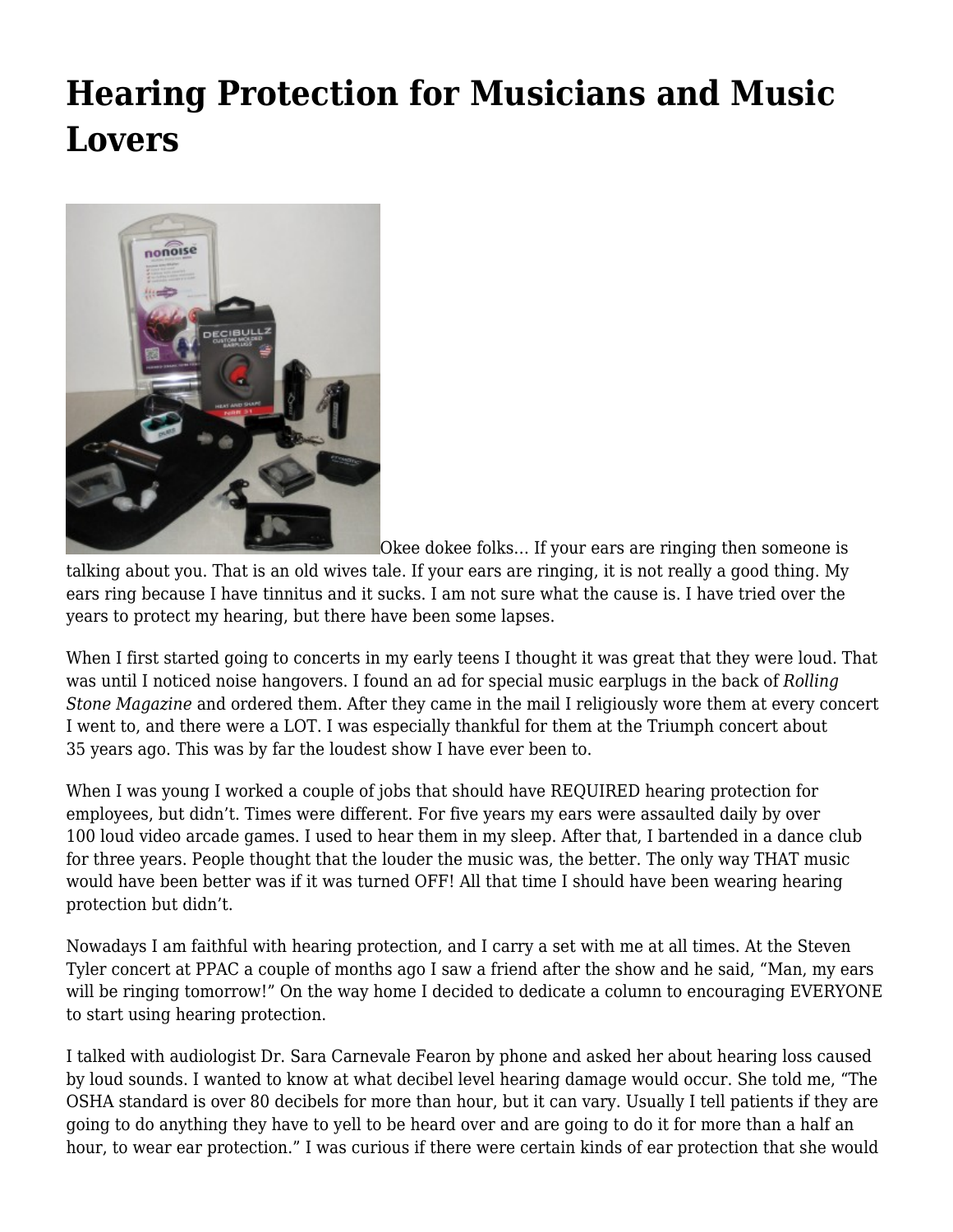# Hearing Protection for Musicians and Music Lovers

Okee dokee folks… If your ears are ringing then someone is talking about you. That is an old wives tale. If your ears are ringing, it is not really a good thing. My ears ring because I have tinnitus and it sucks. I am not sure what the cause is. I have tried over the years to protect my hearing, but there have been some lapses.

When I first started going to concerts in my early teens I thought it was great that they were loud. That was until I noticed noise hangovers. I found an ad for special music earplugs in the back of *Rolling Stone Magazine* and ordered them. After they came in the mail I religiously wore them at every concert I went to, and there were a LOT. I was especially thankful for them at the Triumph concert about 35 years ago. This was by far the loudest show I have ever been to.

When I was young I worked a couple of jobs that should have REQUIRED hearing protection for employees, but didn't. Times were different. For five years my ears were assaulted daily by over 100 loud video arcade games. I used to hear them in my sleep. After that, I bartended in a dance club for three years. People thought that the louder the music was, the better. The only way THAT music would have been better was if it was turned OFF! All that time I should have been wearing hearing protection but didn't.

Nowadays I am faithful with hearing protection, and I carry a set with me at all times. At the Steven Tyler concert at PPAC a couple of months ago I saw a friend after the show and he said, "Man, my ears will be ringing tomorrow!" On the way home I decided to dedicate a column to encouraging EVERYONE to start using hearing protection.

I talked with audiologist Dr. Sara Carnevale Fearon by phone and asked her about hearing loss caused by loud sounds. I wanted to know at what decibel level hearing damage would occur. She told me, "The OSHA standard is over 80 decibels for more than hour, but it can vary. Usually I tell patients if they are going to do anything they have to yell to be heard over and are going to do it for more than a half an hour, to wear ear protection." I was curious if there were certain kinds of ear protection that she would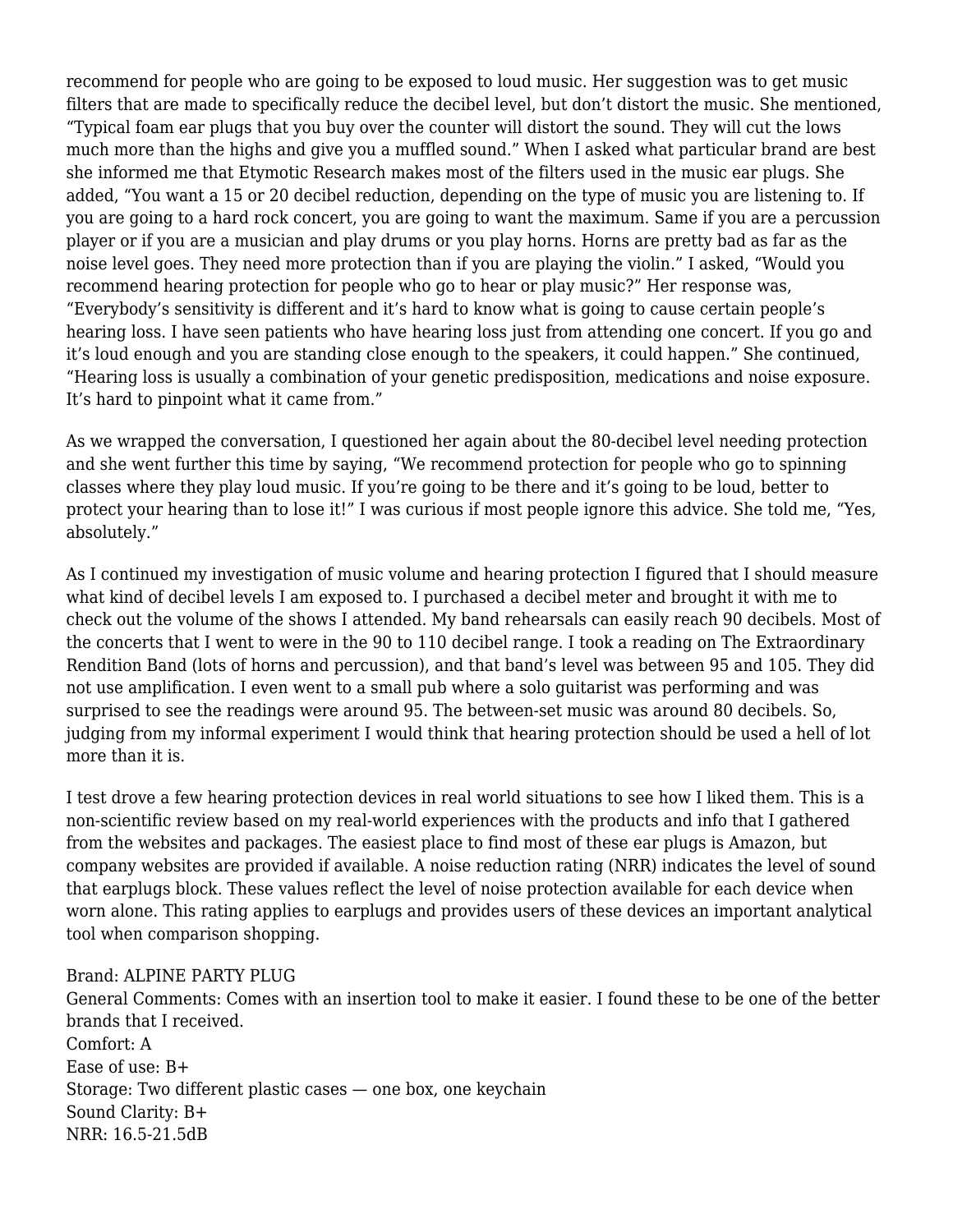recommend for people who are going to be exposed to loud music. Her suggestion was to get music filters that are made to specifically reduce the decibel level, but don't distort the music. She mentioned, "Typical foam ear plugs that you buy over the counter will distort the sound. They will cut the lows much more than the highs and give you a muffled sound." When I asked what particular brand are best she informed me that Etymotic Research makes most of the filters used in the music ear plugs. She added, "You want a 15 or 20 decibel reduction, depending on the type of music you are listening to. If you are going to a hard rock concert, you are going to want the maximum. Same if you are a percussion player or if you are a musician and play drums or you play horns. Horns are pretty bad as far as the noise level goes. They need more protection than if you are playing the violin." I asked, "Would you recommend hearing protection for people who go to hear or play music?" Her response was, "Everybody's sensitivity is different and it's hard to know what is going to cause certain people's hearing loss. I have seen patients who have hearing loss just from attending one concert. If you go and it's loud enough and you are standing close enough to the speakers, it could happen." She continued, "Hearing loss is usually a combination of your genetic predisposition, medications and noise exposure. It's hard to pinpoint what it came from."

As we wrapped the conversation, I questioned her again about the 80-decibel level needing protection and she went further this time by saying, "We recommend protection for people who go to spinning classes where they play loud music. If you're going to be there and it's going to be loud, better to protect your hearing than to lose it!" I was curious if most people ignore this advice. She told me, "Yes, absolutely."

As I continued my investigation of music volume and hearing protection I figured that I should measure what kind of decibel levels I am exposed to. I purchased a decibel meter and brought it with me to check out the volume of the shows I attended. My band rehearsals can easily reach 90 decibels. Most of the concerts that I went to were in the 90 to 110 decibel range. I took a reading on The Extraordinary Rendition Band (lots of horns and percussion), and that band's level was between 95 and 105. They did not use amplification. I even went to a small pub where a solo guitarist was performing and was surprised to see the readings were around 95. The between-set music was around 80 decibels. So, judging from my informal experiment I would think that hearing protection should be used a hell of lot more than it is.

I test drove a few hearing protection devices in real world situations to see how I liked them. This is a non-scientific review based on my real-world experiences with the products and info that I gathered from the websites and packages. The easiest place to find most of these ear plugs is Amazon, but company websites are provided if available. A noise reduction rating (NRR) indicates the level of sound that earplugs block. These values reflect the level of noise protection available for each device when worn alone. This rating applies to earplugs and provides users of these devices an important analytical tool when comparison shopping.

Brand: ALPINE PARTY PLUG
General Comments: Comes with an insertion tool to make it easier. I found these to be one of the better brands that I received.
Comfort: A
Ease of use: B+
Storage: Two different plastic cases — one box, one keychain
Sound Clarity: B+
NRR: 16.5-21.5dB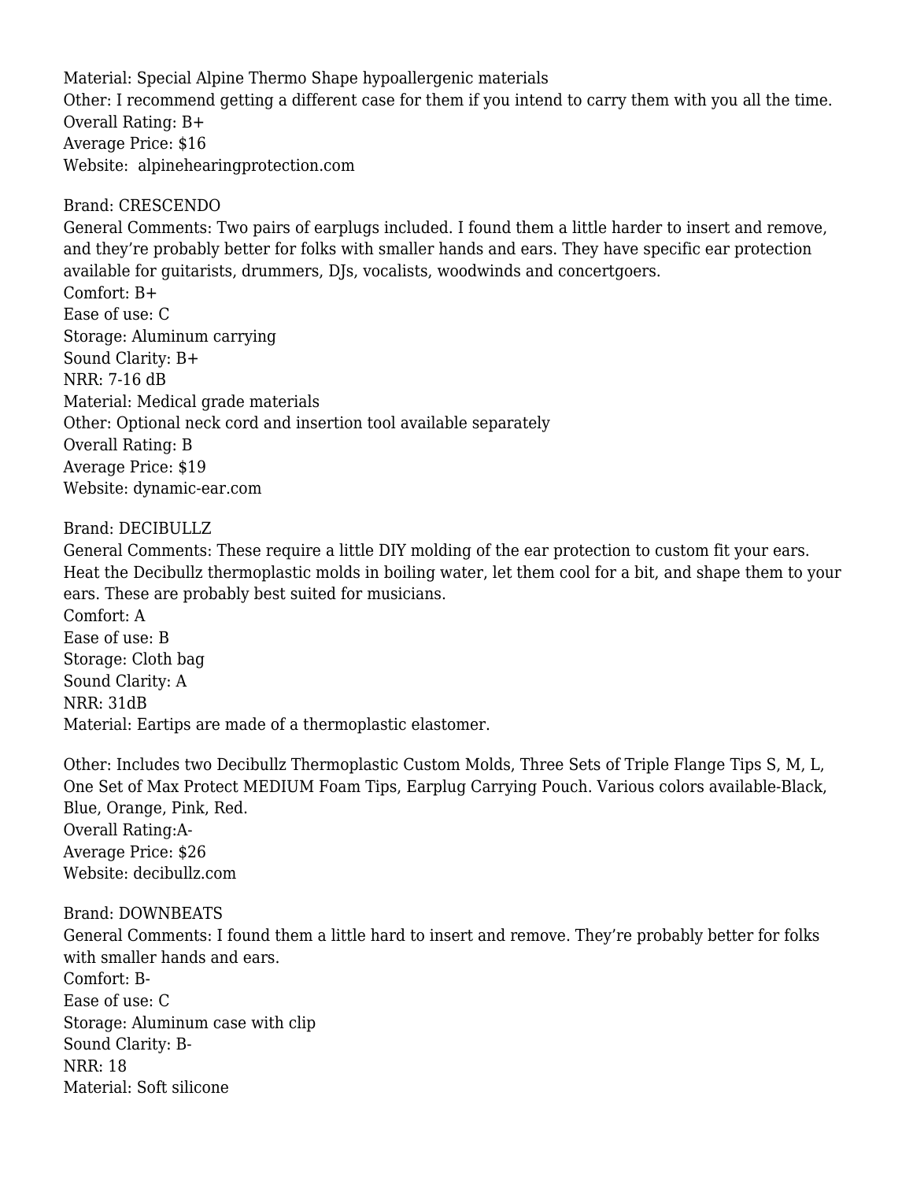Material: Special Alpine Thermo Shape hypoallergenic materials
Other: I recommend getting a different case for them if you intend to carry them with you all the time.
Overall Rating: B+
Average Price: $16
Website: alpinehearingprotection.com

Brand: CRESCENDO
General Comments: Two pairs of earplugs included. I found them a little harder to insert and remove, and they're probably better for folks with smaller hands and ears. They have specific ear protection available for guitarists, drummers, DJs, vocalists, woodwinds and concertgoers.
Comfort: B+
Ease of use: C
Storage: Aluminum carrying
Sound Clarity: B+
NRR: 7-16 dB
Material: Medical grade materials
Other: Optional neck cord and insertion tool available separately
Overall Rating: B
Average Price: $19
Website: dynamic-ear.com

Brand: DECIBULLZ
General Comments: These require a little DIY molding of the ear protection to custom fit your ears. Heat the Decibullz thermoplastic molds in boiling water, let them cool for a bit, and shape them to your ears. These are probably best suited for musicians.
Comfort: A
Ease of use: B
Storage: Cloth bag
Sound Clarity: A
NRR: 31dB
Material: Eartips are made of a thermoplastic elastomer.

Other: Includes two Decibullz Thermoplastic Custom Molds, Three Sets of Triple Flange Tips S, M, L, One Set of Max Protect MEDIUM Foam Tips, Earplug Carrying Pouch. Various colors available-Black, Blue, Orange, Pink, Red.
Overall Rating:A-
Average Price: $26
Website: decibullz.com

Brand: DOWNBEATS
General Comments: I found them a little hard to insert and remove. They're probably better for folks with smaller hands and ears.
Comfort: B-
Ease of use: C
Storage: Aluminum case with clip
Sound Clarity: B-
NRR: 18
Material: Soft silicone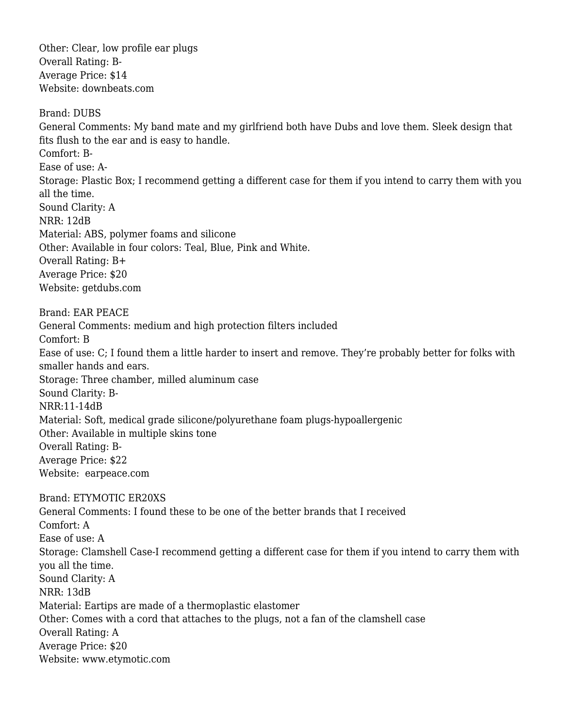Other: Clear, low profile ear plugs
Overall Rating: B-
Average Price: $14
Website: downbeats.com

Brand: DUBS
General Comments: My band mate and my girlfriend both have Dubs and love them. Sleek design that fits flush to the ear and is easy to handle.
Comfort: B-
Ease of use: A-
Storage: Plastic Box; I recommend getting a different case for them if you intend to carry them with you all the time.
Sound Clarity: A
NRR: 12dB
Material: ABS, polymer foams and silicone
Other: Available in four colors: Teal, Blue, Pink and White.
Overall Rating: B+
Average Price: $20
Website: getdubs.com

Brand: EAR PEACE
General Comments: medium and high protection filters included
Comfort: B
Ease of use: C; I found them a little harder to insert and remove. They're probably better for folks with smaller hands and ears.
Storage: Three chamber, milled aluminum case
Sound Clarity: B-
NRR:11-14dB
Material: Soft, medical grade silicone/polyurethane foam plugs-hypoallergenic
Other: Available in multiple skins tone
Overall Rating: B-
Average Price: $22
Website: earpeace.com

Brand: ETYMOTIC ER20XS
General Comments: I found these to be one of the better brands that I received
Comfort: A
Ease of use: A
Storage: Clamshell Case-I recommend getting a different case for them if you intend to carry them with you all the time.
Sound Clarity: A
NRR: 13dB
Material: Eartips are made of a thermoplastic elastomer
Other: Comes with a cord that attaches to the plugs, not a fan of the clamshell case
Overall Rating: A
Average Price: $20
Website: www.etymotic.com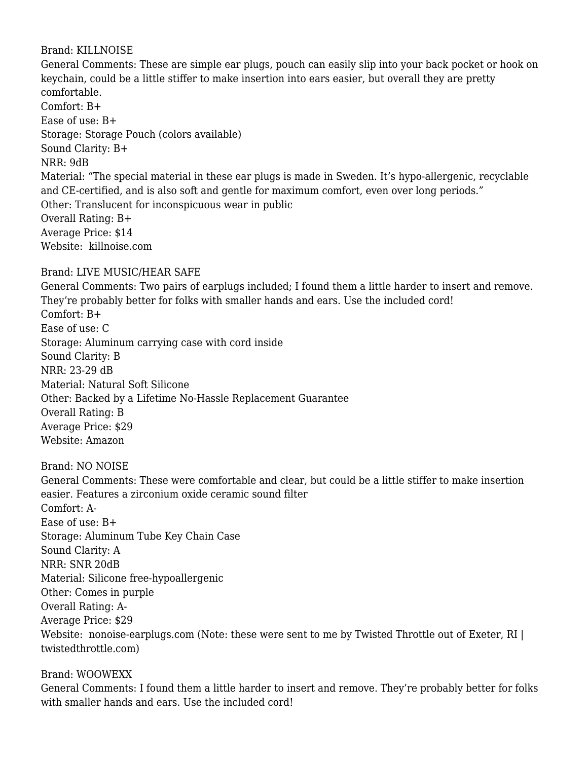Brand: KILLNOISE
General Comments: These are simple ear plugs, pouch can easily slip into your back pocket or hook on keychain, could be a little stiffer to make insertion into ears easier, but overall they are pretty comfortable.
Comfort: B+
Ease of use: B+
Storage: Storage Pouch (colors available)
Sound Clarity: B+
NRR: 9dB
Material: "The special material in these ear plugs is made in Sweden. It's hypo-allergenic, recyclable and CE-certified, and is also soft and gentle for maximum comfort, even over long periods."
Other: Translucent for inconspicuous wear in public
Overall Rating: B+
Average Price: $14
Website: killnoise.com

Brand: LIVE MUSIC/HEAR SAFE
General Comments: Two pairs of earplugs included; I found them a little harder to insert and remove. They're probably better for folks with smaller hands and ears. Use the included cord!
Comfort: B+
Ease of use: C
Storage: Aluminum carrying case with cord inside
Sound Clarity: B
NRR: 23-29 dB
Material: Natural Soft Silicone
Other: Backed by a Lifetime No-Hassle Replacement Guarantee
Overall Rating: B
Average Price: $29
Website: Amazon

Brand: NO NOISE
General Comments: These were comfortable and clear, but could be a little stiffer to make insertion easier. Features a zirconium oxide ceramic sound filter
Comfort: A-
Ease of use: B+
Storage: Aluminum Tube Key Chain Case
Sound Clarity: A
NRR: SNR 20dB
Material: Silicone free-hypoallergenic
Other: Comes in purple
Overall Rating: A-
Average Price: $29
Website: nonoise-earplugs.com (Note: these were sent to me by Twisted Throttle out of Exeter, RI | twistedthrottle.com)

Brand: WOOWEXX
General Comments: I found them a little harder to insert and remove. They're probably better for folks with smaller hands and ears. Use the included cord!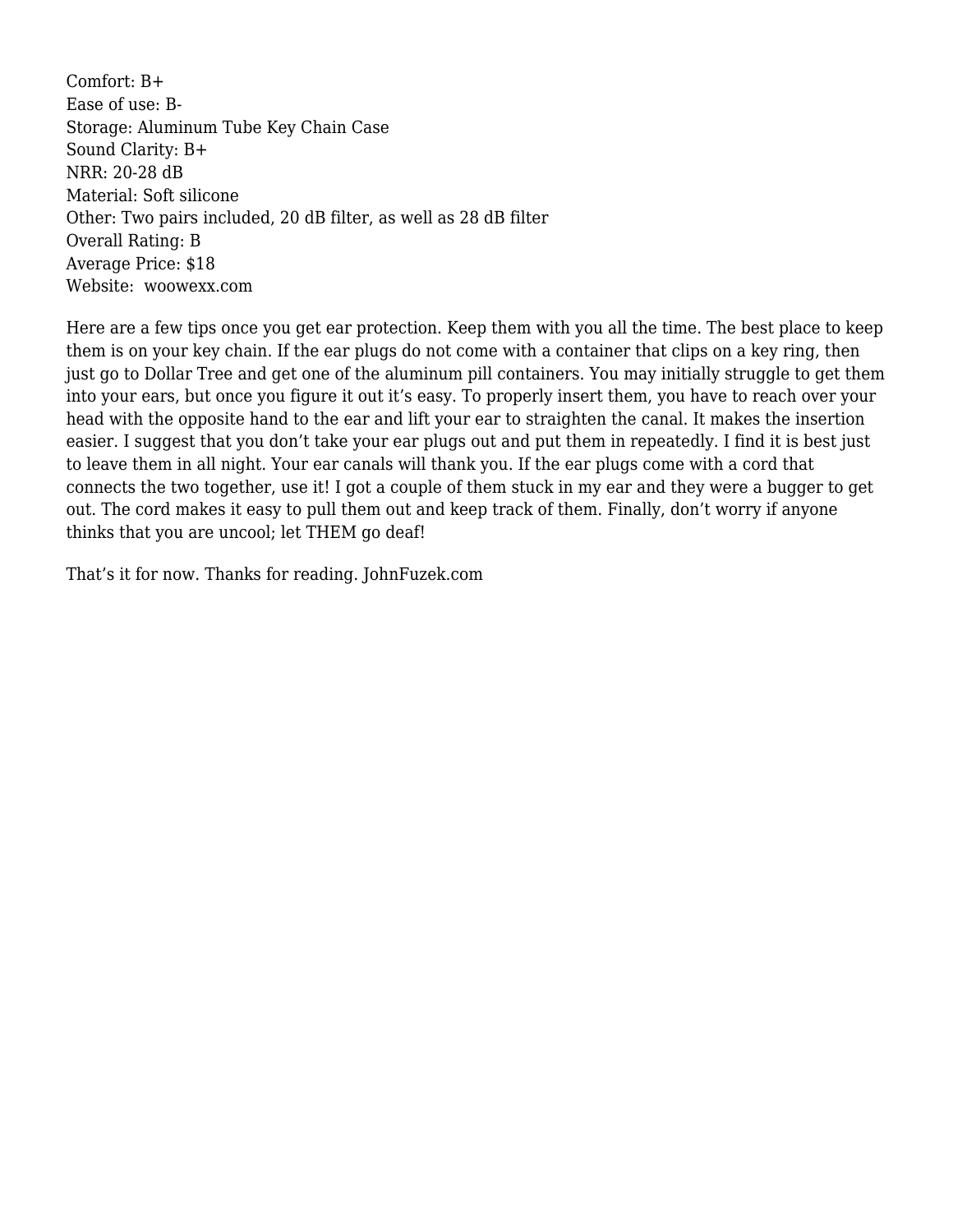Comfort: B+
Ease of use: B-
Storage: Aluminum Tube Key Chain Case
Sound Clarity: B+
NRR: 20-28 dB
Material: Soft silicone
Other: Two pairs included, 20 dB filter, as well as 28 dB filter
Overall Rating: B
Average Price: $18
Website: woowexx.com

Here are a few tips once you get ear protection. Keep them with you all the time. The best place to keep them is on your key chain. If the ear plugs do not come with a container that clips on a key ring, then just go to Dollar Tree and get one of the aluminum pill containers. You may initially struggle to get them into your ears, but once you figure it out it's easy. To properly insert them, you have to reach over your head with the opposite hand to the ear and lift your ear to straighten the canal. It makes the insertion easier. I suggest that you don't take your ear plugs out and put them in repeatedly. I find it is best just to leave them in all night. Your ear canals will thank you. If the ear plugs come with a cord that connects the two together, use it! I got a couple of them stuck in my ear and they were a bugger to get out. The cord makes it easy to pull them out and keep track of them. Finally, don't worry if anyone thinks that you are uncool; let THEM go deaf!

That's it for now. Thanks for reading. JohnFuzek.com